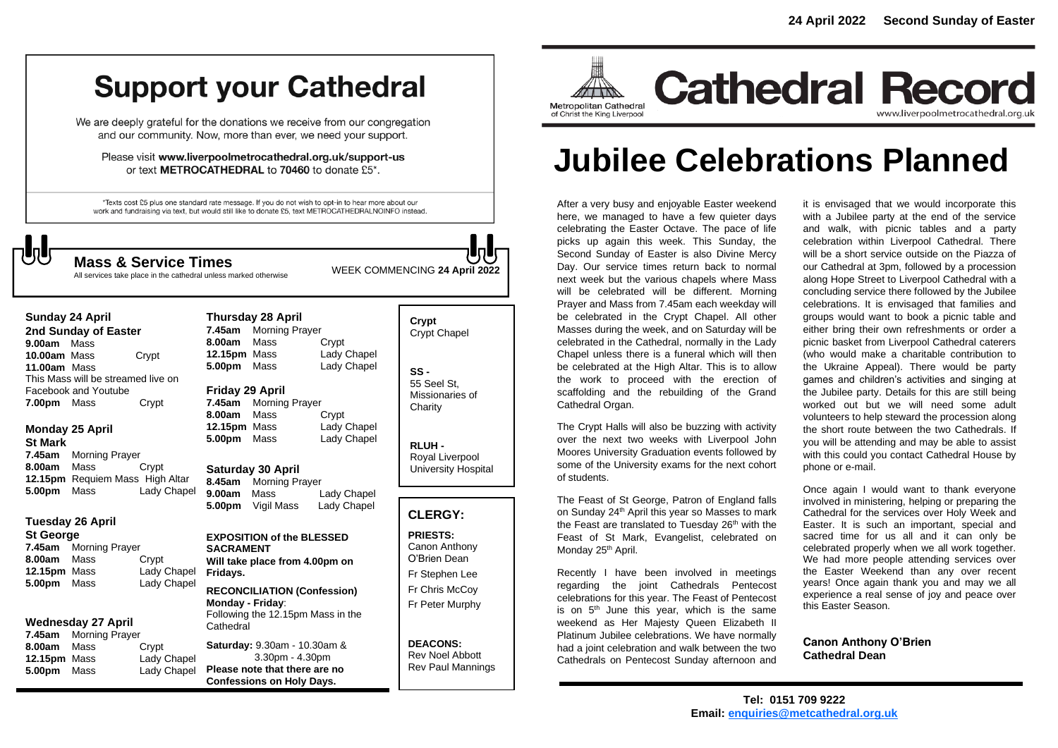24 April 2022 Second Sunday of Easter

# Support your Cathedral

We are deeply grateful for the donations we receive from our congregation and our community. Now, more than ever, we need your support.

Please visit **www.liverpoolmetrocathedral.org.uk/support-us** or text **METROCATHEDRAL** to **70460** to donate £5*.

*Texts cost £5 plus one standard rate message. If you do not wish to opt-in to hear more about our work and fundraising via text, but would still like to donate £5, text METROCATHEDRALNOINFO instead.

## Mass & Service Times

All services take place in the cathedral unless marked otherwise

WEEK COMMENCING **24 April 2022**

### Sunday 24 April
**2nd Sunday of Easter**

| | | |
|---|---|---|
| **9.00am** | Mass | |
| **10.00am** | Mass | Crypt |
| **11.00am** | Mass | |

This Mass will be streamed live on Facebook and Youtube

| | | |
|---|---|---|
| **7.00pm** | Mass | Crypt |

### Monday 25 April
**St Mark**

| | | |
|---|---|---|
| **7.45am** | Morning Prayer | |
| **8.00am** | Mass | Crypt |
| **12.15pm** | Requiem Mass | High Altar |
| **5.00pm** | Mass | Lady Chapel |

### Tuesday 26 April
**St George**

| | | |
|---|---|---|
| **7.45am** | Morning Prayer | |
| **8.00am** | Mass | Crypt |
| **12.15pm** | Mass | Lady Chapel |
| **5.00pm** | Mass | Lady Chapel |

### Wednesday 27 April

| | | |
|---|---|---|
| **7.45am** | Morning Prayer | |
| **8.00am** | Mass | Crypt |
| **12.15pm** | Mass | Lady Chapel |
| **5.00pm** | Mass | Lady Chapel |

### Thursday 28 April

| | | |
|---|---|---|
| **7.45am** | Morning Prayer | |
| **8.00am** | Mass | Crypt |
| **12.15pm** | Mass | Lady Chapel |
| **5.00pm** | Mass | Lady Chapel |

### Friday 29 April

| | | |
|---|---|---|
| **7.45am** | Morning Prayer | |
| **8.00am** | Mass | Crypt |
| **12.15pm** | Mass | Lady Chapel |
| **5.00pm** | Mass | Lady Chapel |

### Saturday 30 April

| | | |
|---|---|---|
| **8.45am** | Morning Prayer | |
| **9.00am** | Mass | Lady Chapel |
| **5.00pm** | Vigil Mass | Lady Chapel |

**EXPOSITION of the BLESSED SACRAMENT**
**Will take place from 4.00pm on Fridays.**

**RECONCILIATION (Confession)**
**Monday - Friday**:
Following the 12.15pm Mass in the Cathedral

**Saturday:** 9.30am - 10.30am & 3.30pm - 4.30pm
**Please note that there are no Confessions on Holy Days.**

**Crypt** - Crypt Chapel

**SS** - 55 Seel St, Missionaries of Charity

**RLUH** - Royal Liverpool University Hospital

### CLERGY:

**PRIESTS:**
Canon Anthony O'Brien Dean
Fr Stephen Lee
Fr Chris McCoy
Fr Peter Murphy

**DEACONS:**
Rev Noel Abbott
Rev Paul Mannings

---

Metropolitan Cathedral of Christ the King Liverpool

# Cathedral Record

www.liverpoolmetrocathedral.org.uk

# Jubilee Celebrations Planned

After a very busy and enjoyable Easter weekend here, we managed to have a few quieter days celebrating the Easter Octave. The pace of life picks up again this week. This Sunday, the Second Sunday of Easter is also Divine Mercy Day. Our service times return back to normal next week but the various chapels where Mass will be celebrated will be different. Morning Prayer and Mass from 7.45am each weekday will be celebrated in the Crypt Chapel. All other Masses during the week, and on Saturday will be celebrated in the Cathedral, normally in the Lady Chapel unless there is a funeral which will then be celebrated at the High Altar. This is to allow the work to proceed with the erection of scaffolding and the rebuilding of the Grand Cathedral Organ.

The Crypt Halls will also be buzzing with activity over the next two weeks with Liverpool John Moores University Graduation events followed by some of the University exams for the next cohort of students.

The Feast of St George, Patron of England falls on Sunday 24th April this year so Masses to mark the Feast are translated to Tuesday 26th with the Feast of St Mark, Evangelist, celebrated on Monday 25th April.

Recently I have been involved in meetings regarding the joint Cathedrals Pentecost celebrations for this year. The Feast of Pentecost is on 5th June this year, which is the same weekend as Her Majesty Queen Elizabeth II Platinum Jubilee celebrations. We have normally had a joint celebration and walk between the two Cathedrals on Pentecost Sunday afternoon and it is envisaged that we would incorporate this with a Jubilee party at the end of the service and walk, with picnic tables and a party celebration within Liverpool Cathedral. There will be a short service outside on the Piazza of our Cathedral at 3pm, followed by a procession along Hope Street to Liverpool Cathedral with a concluding service there followed by the Jubilee celebrations. It is envisaged that families and groups would want to book a picnic table and either bring their own refreshments or order a picnic basket from Liverpool Cathedral caterers (who would make a charitable contribution to the Ukraine Appeal). There would be party games and children's activities and singing at the Jubilee party. Details for this are still being worked out but we will need some adult volunteers to help steward the procession along the short route between the two Cathedrals. If you will be attending and may be able to assist with this could you contact Cathedral House by phone or e-mail.

Once again I would want to thank everyone involved in ministering, helping or preparing the Cathedral for the services over Holy Week and Easter. It is such an important, special and sacred time for us all and it can only be celebrated properly when we all work together. We had more people attending services over the Easter Weekend than any over recent years! Once again thank you and may we all experience a real sense of joy and peace over this Easter Season.

**Canon Anthony O'Brien**
**Cathedral Dean**

**Tel: 0151 709 9222**
**Email: enquiries@metcathedral.org.uk**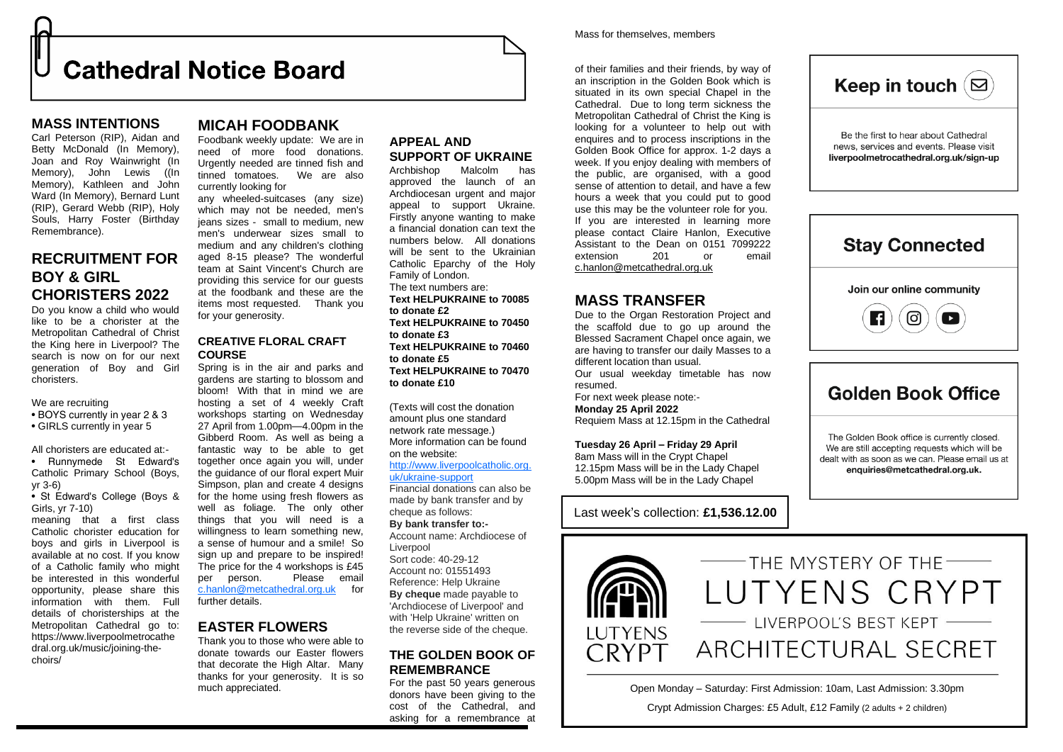# Cathedral Notice Board

## MASS INTENTIONS

Carl Peterson (RIP), Aidan and Betty McDonald (In Memory), Joan and Roy Wainwright (In Memory), John Lewis ((In Memory), Kathleen and John Ward (In Memory), Bernard Lunt (RIP), Gerard Webb (RIP), Holy Souls, Harry Foster (Birthday Remembrance).

## RECRUITMENT FOR BOY & GIRL CHORISTERS 2022

Do you know a child who would like to be a chorister at the Metropolitan Cathedral of Christ the King here in Liverpool? The search is now on for our next generation of Boy and Girl choristers.

We are recruiting

- BOYS currently in year 2 & 3
- GIRLS currently in year 5

All choristers are educated at:-

- Runnymede St Edward's Catholic Primary School (Boys, yr 3-6)
- St Edward's College (Boys & Girls, yr 7-10)

meaning that a first class Catholic chorister education for boys and girls in Liverpool is available at no cost. If you know of a Catholic family who might be interested in this wonderful opportunity, please share this information with them. Full details of choristerships at the Metropolitan Cathedral go to: https://www.liverpoolmetrocathedral.org.uk/music/joining-the-choirs/

## MICAH FOODBANK

Foodbank weekly update: We are in need of more food donations. Urgently needed are tinned fish and tinned tomatoes. We are also currently looking for any wheeled-suitcases (any size) which may not be needed, men's jeans sizes - small to medium, new men's underwear sizes small to medium and any children's clothing aged 8-15 please? The wonderful team at Saint Vincent's Church are providing this service for our guests at the foodbank and these are the items most requested. Thank you for your generosity.

### CREATIVE FLORAL CRAFT COURSE

Spring is in the air and parks and gardens are starting to blossom and bloom! With that in mind we are hosting a set of 4 weekly Craft workshops starting on Wednesday 27 April from 1.00pm—4.00pm in the Gibberd Room. As well as being a fantastic way to be able to get together once again you will, under the guidance of our floral expert Muir Simpson, plan and create 4 designs for the home using fresh flowers as well as foliage. The only other things that you will need is a willingness to learn something new, a sense of humour and a smile! So sign up and prepare to be inspired! The price for the 4 workshops is £45 per person. Please email c.hanlon@metcathedral.org.uk for further details.

## EASTER FLOWERS

Thank you to those who were able to donate towards our Easter flowers that decorate the High Altar. Many thanks for your generosity. It is so much appreciated.

### APPEAL AND SUPPORT OF UKRAINE

Archbishop Malcolm has approved the launch of an Archdiocesan urgent and major appeal to support Ukraine. Firstly anyone wanting to make a financial donation can text the numbers below. All donations will be sent to the Ukrainian Catholic Eparchy of the Holy Family of London.

The text numbers are:

**Text HELPUKRAINE to 70085 to donate £2**
**Text HELPUKRAINE to 70450 to donate £3**
**Text HELPUKRAINE to 70460 to donate £5**
**Text HELPUKRAINE to 70470 to donate £10**

(Texts will cost the donation amount plus one standard network rate message.)
More information can be found on the website:
http://www.liverpoolcatholic.org.uk/ukraine-support
Financial donations can also be made by bank transfer and by cheque as follows:

**By bank transfer to:-**
Account name: Archdiocese of Liverpool
Sort code: 40-29-12
Account no: 01551493
Reference: Help Ukraine
**By cheque** made payable to 'Archdiocese of Liverpool' and with 'Help Ukraine' written on the reverse side of the cheque.

### THE GOLDEN BOOK OF REMEMBRANCE

For the past 50 years generous donors have been giving to the cost of the Cathedral, and asking for a remembrance at Mass for themselves, members of their families and their friends, by way of an inscription in the Golden Book which is situated in its own special Chapel in the Cathedral. Due to long term sickness the Metropolitan Cathedral of Christ the King is looking for a volunteer to help out with enquires and to process inscriptions in the Golden Book Office for approx. 1-2 days a week. If you enjoy dealing with members of the public, are organised, with a good sense of attention to detail, and have a few hours a week that you could put to good use this may be the volunteer role for you. If you are interested in learning more please contact Claire Hanlon, Executive Assistant to the Dean on 0151 7099222 extension 201 or email c.hanlon@metcathedral.org.uk

## MASS TRANSFER

Due to the Organ Restoration Project and the scaffold due to go up around the Blessed Sacrament Chapel once again, we are having to transfer our daily Masses to a different location than usual.
Our usual weekday timetable has now resumed.
For next week please note:-
**Monday 25 April 2022**
Requiem Mass at 12.15pm in the Cathedral

**Tuesday 26 April – Friday 29 April**
8am Mass will in the Crypt Chapel
12.15pm Mass will be in the Lady Chapel
5.00pm Mass will be in the Lady Chapel

Last week's collection: **£1,536.12.00**

## Keep in touch

Be the first to hear about Cathedral news, services and events. Please visit **liverpoolmetrocathedral.org.uk/sign-up**

## Stay Connected

Join our online community

## Golden Book Office

The Golden Book office is currently closed. We are still accepting requests which will be dealt with as soon as we can. Please email us at **enquiries@metcathedral.org.uk.**

## THE MYSTERY OF THE LUTYENS CRYPT

LIVERPOOL'S BEST KEPT ARCHITECTURAL SECRET

LUTYENS CRYPT

Open Monday – Saturday: First Admission: 10am, Last Admission: 3.30pm

Crypt Admission Charges: £5 Adult, £12 Family (2 adults + 2 children)